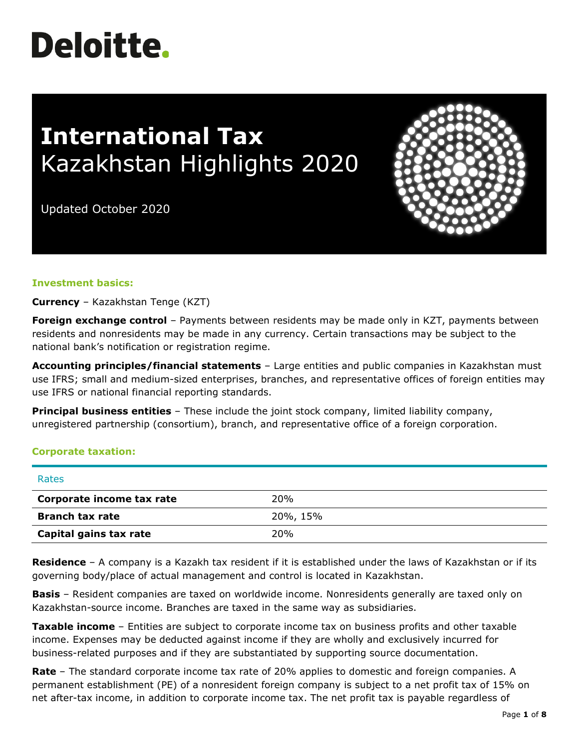Deloitte.

# International Tax
## Kazakhstan Highlights 2020

Updated October 2020

### Investment basics:

**Currency** – Kazakhstan Tenge (KZT)

**Foreign exchange control** – Payments between residents may be made only in KZT, payments between residents and nonresidents may be made in any currency. Certain transactions may be subject to the national bank's notification or registration regime.

**Accounting principles/financial statements** – Large entities and public companies in Kazakhstan must use IFRS; small and medium-sized enterprises, branches, and representative offices of foreign entities may use IFRS or national financial reporting standards.

**Principal business entities** – These include the joint stock company, limited liability company, unregistered partnership (consortium), branch, and representative office of a foreign corporation.

### Corporate taxation:

| Rates | |
|---|---|
| **Corporate income tax rate** | 20% |
| **Branch tax rate** | 20%, 15% |
| **Capital gains tax rate** | 20% |

**Residence** – A company is a Kazakh tax resident if it is established under the laws of Kazakhstan or if its governing body/place of actual management and control is located in Kazakhstan.

**Basis** – Resident companies are taxed on worldwide income. Nonresidents generally are taxed only on Kazakhstan-source income. Branches are taxed in the same way as subsidiaries.

**Taxable income** – Entities are subject to corporate income tax on business profits and other taxable income. Expenses may be deducted against income if they are wholly and exclusively incurred for business-related purposes and if they are substantiated by supporting source documentation.

**Rate** – The standard corporate income tax rate of 20% applies to domestic and foreign companies. A permanent establishment (PE) of a nonresident foreign company is subject to a net profit tax of 15% on net after-tax income, in addition to corporate income tax. The net profit tax is payable regardless of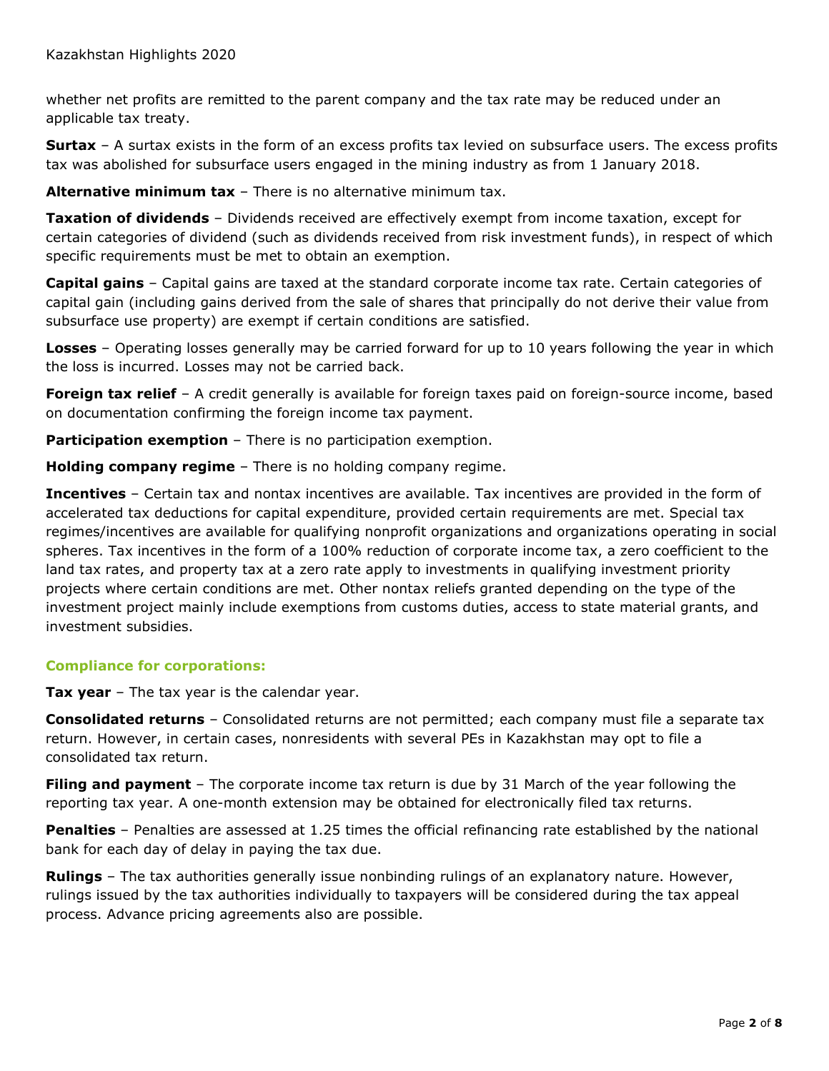whether net profits are remitted to the parent company and the tax rate may be reduced under an applicable tax treaty.

**Surtax** – A surtax exists in the form of an excess profits tax levied on subsurface users. The excess profits tax was abolished for subsurface users engaged in the mining industry as from 1 January 2018.

**Alternative minimum tax** – There is no alternative minimum tax.

**Taxation of dividends** – Dividends received are effectively exempt from income taxation, except for certain categories of dividend (such as dividends received from risk investment funds), in respect of which specific requirements must be met to obtain an exemption.

**Capital gains** – Capital gains are taxed at the standard corporate income tax rate. Certain categories of capital gain (including gains derived from the sale of shares that principally do not derive their value from subsurface use property) are exempt if certain conditions are satisfied.

**Losses** – Operating losses generally may be carried forward for up to 10 years following the year in which the loss is incurred. Losses may not be carried back.

**Foreign tax relief** – A credit generally is available for foreign taxes paid on foreign-source income, based on documentation confirming the foreign income tax payment.

**Participation exemption** – There is no participation exemption.

**Holding company regime** – There is no holding company regime.

**Incentives** – Certain tax and nontax incentives are available. Tax incentives are provided in the form of accelerated tax deductions for capital expenditure, provided certain requirements are met. Special tax regimes/incentives are available for qualifying nonprofit organizations and organizations operating in social spheres. Tax incentives in the form of a 100% reduction of corporate income tax, a zero coefficient to the land tax rates, and property tax at a zero rate apply to investments in qualifying investment priority projects where certain conditions are met. Other nontax reliefs granted depending on the type of the investment project mainly include exemptions from customs duties, access to state material grants, and investment subsidies.

## Compliance for corporations:

**Tax year** – The tax year is the calendar year.

**Consolidated returns** – Consolidated returns are not permitted; each company must file a separate tax return. However, in certain cases, nonresidents with several PEs in Kazakhstan may opt to file a consolidated tax return.

**Filing and payment** – The corporate income tax return is due by 31 March of the year following the reporting tax year. A one-month extension may be obtained for electronically filed tax returns.

**Penalties** – Penalties are assessed at 1.25 times the official refinancing rate established by the national bank for each day of delay in paying the tax due.

**Rulings** – The tax authorities generally issue nonbinding rulings of an explanatory nature. However, rulings issued by the tax authorities individually to taxpayers will be considered during the tax appeal process. Advance pricing agreements also are possible.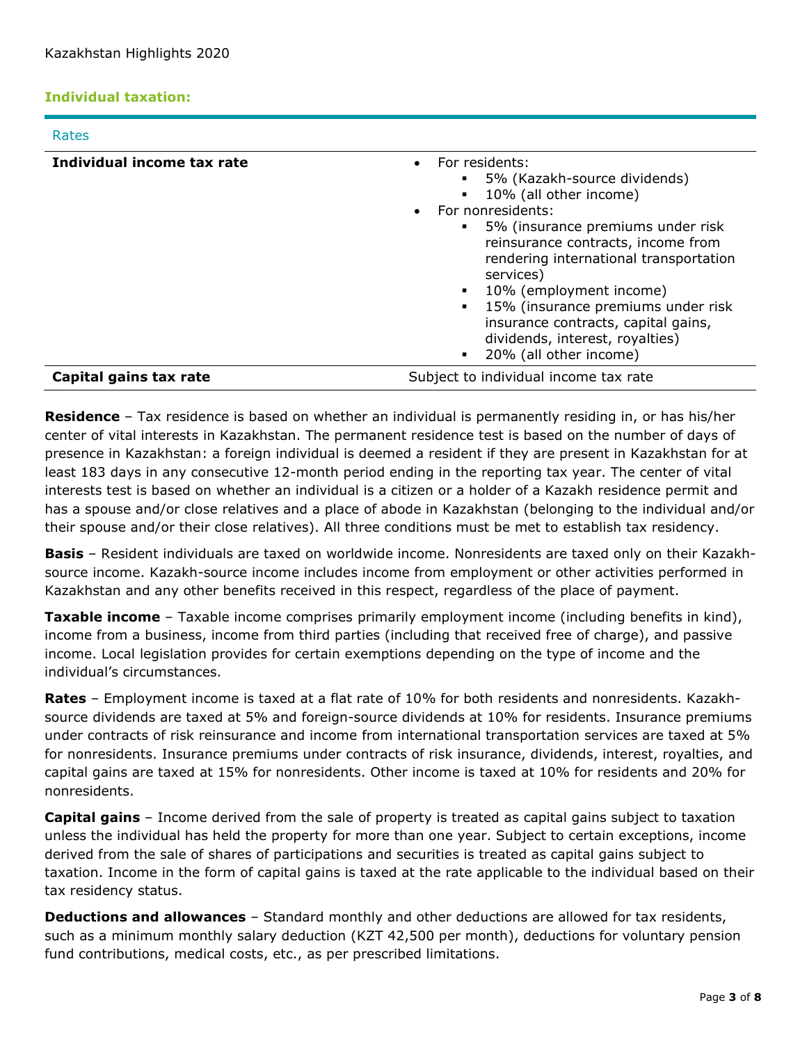Kazakhstan Highlights 2020

## Individual taxation:

| Rates | |
|---|---|
| **Individual income tax rate** | • For residents:<br>▪ 5% (Kazakh-source dividends)<br>▪ 10% (all other income)<br>• For nonresidents:<br>▪ 5% (insurance premiums under risk reinsurance contracts, income from rendering international transportation services)<br>▪ 10% (employment income)<br>▪ 15% (insurance premiums under risk insurance contracts, capital gains, dividends, interest, royalties)<br>▪ 20% (all other income) |
| **Capital gains tax rate** | Subject to individual income tax rate |

**Residence** – Tax residence is based on whether an individual is permanently residing in, or has his/her center of vital interests in Kazakhstan. The permanent residence test is based on the number of days of presence in Kazakhstan: a foreign individual is deemed a resident if they are present in Kazakhstan for at least 183 days in any consecutive 12-month period ending in the reporting tax year. The center of vital interests test is based on whether an individual is a citizen or a holder of a Kazakh residence permit and has a spouse and/or close relatives and a place of abode in Kazakhstan (belonging to the individual and/or their spouse and/or their close relatives). All three conditions must be met to establish tax residency.

**Basis** – Resident individuals are taxed on worldwide income. Nonresidents are taxed only on their Kazakh-source income. Kazakh-source income includes income from employment or other activities performed in Kazakhstan and any other benefits received in this respect, regardless of the place of payment.

**Taxable income** – Taxable income comprises primarily employment income (including benefits in kind), income from a business, income from third parties (including that received free of charge), and passive income. Local legislation provides for certain exemptions depending on the type of income and the individual's circumstances.

**Rates** – Employment income is taxed at a flat rate of 10% for both residents and nonresidents. Kazakh-source dividends are taxed at 5% and foreign-source dividends at 10% for residents. Insurance premiums under contracts of risk reinsurance and income from international transportation services are taxed at 5% for nonresidents. Insurance premiums under contracts of risk insurance, dividends, interest, royalties, and capital gains are taxed at 15% for nonresidents. Other income is taxed at 10% for residents and 20% for nonresidents.

**Capital gains** – Income derived from the sale of property is treated as capital gains subject to taxation unless the individual has held the property for more than one year. Subject to certain exceptions, income derived from the sale of shares of participations and securities is treated as capital gains subject to taxation. Income in the form of capital gains is taxed at the rate applicable to the individual based on their tax residency status.

**Deductions and allowances** – Standard monthly and other deductions are allowed for tax residents, such as a minimum monthly salary deduction (KZT 42,500 per month), deductions for voluntary pension fund contributions, medical costs, etc., as per prescribed limitations.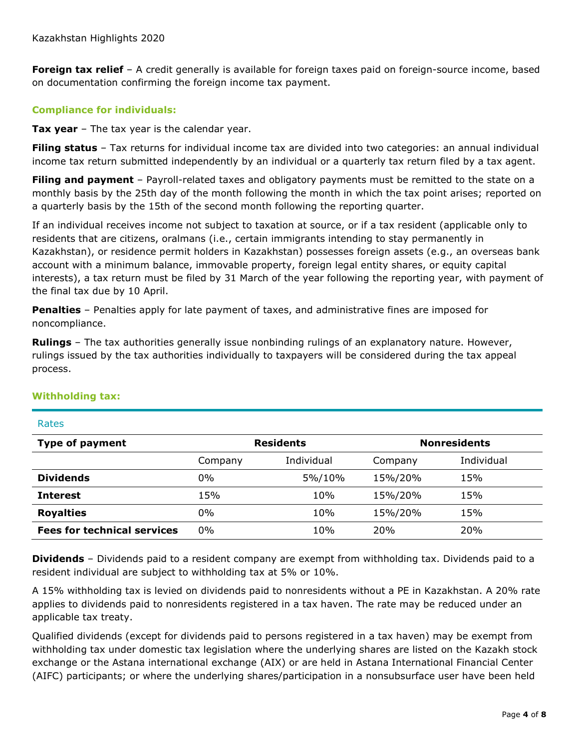**Foreign tax relief** – A credit generally is available for foreign taxes paid on foreign-source income, based on documentation confirming the foreign income tax payment.

### Compliance for individuals:

**Tax year** – The tax year is the calendar year.

**Filing status** – Tax returns for individual income tax are divided into two categories: an annual individual income tax return submitted independently by an individual or a quarterly tax return filed by a tax agent.

**Filing and payment** – Payroll-related taxes and obligatory payments must be remitted to the state on a monthly basis by the 25th day of the month following the month in which the tax point arises; reported on a quarterly basis by the 15th of the second month following the reporting quarter.

If an individual receives income not subject to taxation at source, or if a tax resident (applicable only to residents that are citizens, oralmans (i.e., certain immigrants intending to stay permanently in Kazakhstan), or residence permit holders in Kazakhstan) possesses foreign assets (e.g., an overseas bank account with a minimum balance, immovable property, foreign legal entity shares, or equity capital interests), a tax return must be filed by 31 March of the year following the reporting year, with payment of the final tax due by 10 April.

**Penalties** – Penalties apply for late payment of taxes, and administrative fines are imposed for noncompliance.

**Rulings** – The tax authorities generally issue nonbinding rulings of an explanatory nature. However, rulings issued by the tax authorities individually to taxpayers will be considered during the tax appeal process.

### Withholding tax:

Rates

| Type of payment | Residents | | Nonresidents | |
|---|---|---|---|---|
| | Company | Individual | Company | Individual |
| **Dividends** | 0% | 5%/10% | 15%/20% | 15% |
| **Interest** | 15% | 10% | 15%/20% | 15% |
| **Royalties** | 0% | 10% | 15%/20% | 15% |
| **Fees for technical services** | 0% | 10% | 20% | 20% |

**Dividends** – Dividends paid to a resident company are exempt from withholding tax. Dividends paid to a resident individual are subject to withholding tax at 5% or 10%.

A 15% withholding tax is levied on dividends paid to nonresidents without a PE in Kazakhstan. A 20% rate applies to dividends paid to nonresidents registered in a tax haven. The rate may be reduced under an applicable tax treaty.

Qualified dividends (except for dividends paid to persons registered in a tax haven) may be exempt from withholding tax under domestic tax legislation where the underlying shares are listed on the Kazakh stock exchange or the Astana international exchange (AIX) or are held in Astana International Financial Center (AIFC) participants; or where the underlying shares/participation in a nonsubsurface user have been held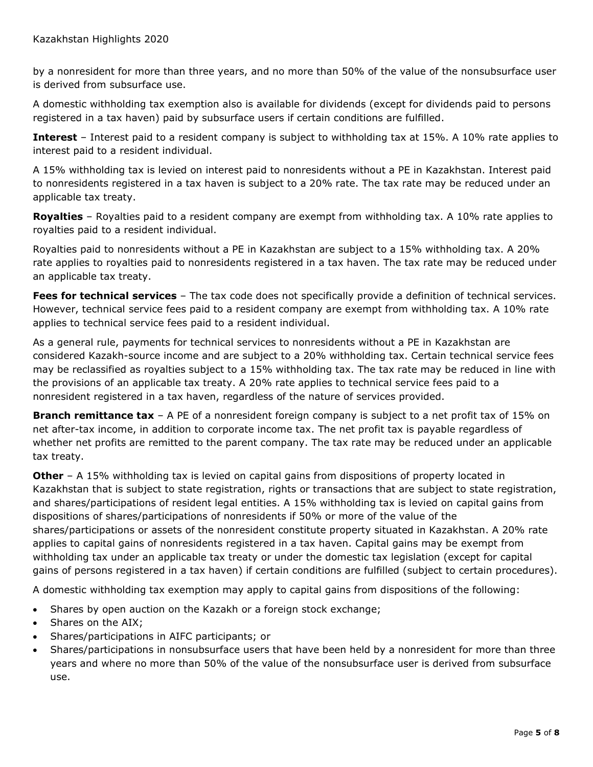by a nonresident for more than three years, and no more than 50% of the value of the nonsubsurface user is derived from subsurface use.

A domestic withholding tax exemption also is available for dividends (except for dividends paid to persons registered in a tax haven) paid by subsurface users if certain conditions are fulfilled.

**Interest** – Interest paid to a resident company is subject to withholding tax at 15%. A 10% rate applies to interest paid to a resident individual.

A 15% withholding tax is levied on interest paid to nonresidents without a PE in Kazakhstan. Interest paid to nonresidents registered in a tax haven is subject to a 20% rate. The tax rate may be reduced under an applicable tax treaty.

**Royalties** – Royalties paid to a resident company are exempt from withholding tax. A 10% rate applies to royalties paid to a resident individual.

Royalties paid to nonresidents without a PE in Kazakhstan are subject to a 15% withholding tax. A 20% rate applies to royalties paid to nonresidents registered in a tax haven. The tax rate may be reduced under an applicable tax treaty.

**Fees for technical services** – The tax code does not specifically provide a definition of technical services. However, technical service fees paid to a resident company are exempt from withholding tax. A 10% rate applies to technical service fees paid to a resident individual.

As a general rule, payments for technical services to nonresidents without a PE in Kazakhstan are considered Kazakh-source income and are subject to a 20% withholding tax. Certain technical service fees may be reclassified as royalties subject to a 15% withholding tax. The tax rate may be reduced in line with the provisions of an applicable tax treaty. A 20% rate applies to technical service fees paid to a nonresident registered in a tax haven, regardless of the nature of services provided.

**Branch remittance tax** – A PE of a nonresident foreign company is subject to a net profit tax of 15% on net after-tax income, in addition to corporate income tax. The net profit tax is payable regardless of whether net profits are remitted to the parent company. The tax rate may be reduced under an applicable tax treaty.

**Other** – A 15% withholding tax is levied on capital gains from dispositions of property located in Kazakhstan that is subject to state registration, rights or transactions that are subject to state registration, and shares/participations of resident legal entities. A 15% withholding tax is levied on capital gains from dispositions of shares/participations of nonresidents if 50% or more of the value of the shares/participations or assets of the nonresident constitute property situated in Kazakhstan. A 20% rate applies to capital gains of nonresidents registered in a tax haven. Capital gains may be exempt from withholding tax under an applicable tax treaty or under the domestic tax legislation (except for capital gains of persons registered in a tax haven) if certain conditions are fulfilled (subject to certain procedures).

A domestic withholding tax exemption may apply to capital gains from dispositions of the following:

- Shares by open auction on the Kazakh or a foreign stock exchange;
- Shares on the AIX;
- Shares/participations in AIFC participants; or
- Shares/participations in nonsubsurface users that have been held by a nonresident for more than three years and where no more than 50% of the value of the nonsubsurface user is derived from subsurface use.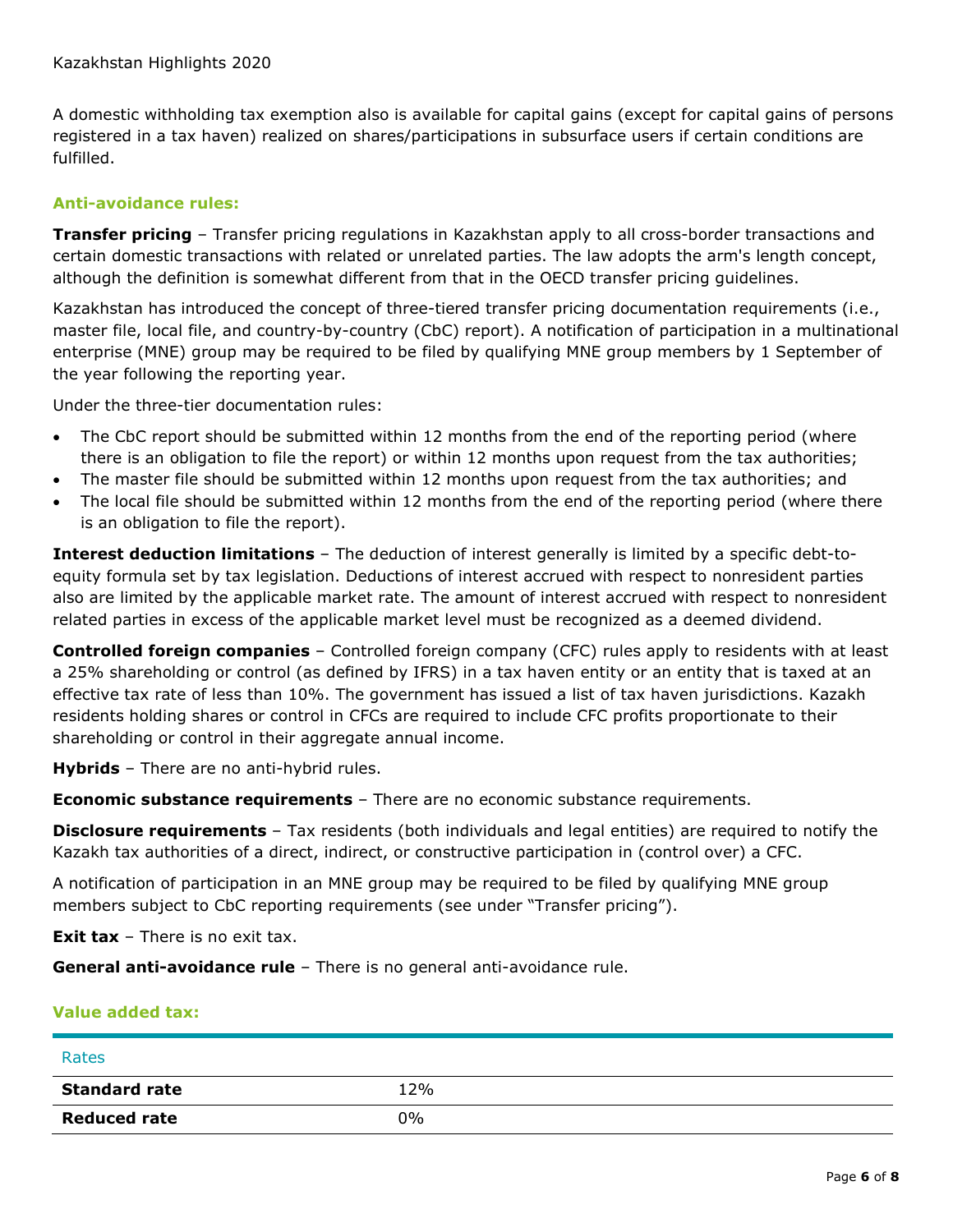A domestic withholding tax exemption also is available for capital gains (except for capital gains of persons registered in a tax haven) realized on shares/participations in subsurface users if certain conditions are fulfilled.

## Anti-avoidance rules:

**Transfer pricing** – Transfer pricing regulations in Kazakhstan apply to all cross-border transactions and certain domestic transactions with related or unrelated parties. The law adopts the arm's length concept, although the definition is somewhat different from that in the OECD transfer pricing guidelines.

Kazakhstan has introduced the concept of three-tiered transfer pricing documentation requirements (i.e., master file, local file, and country-by-country (CbC) report). A notification of participation in a multinational enterprise (MNE) group may be required to be filed by qualifying MNE group members by 1 September of the year following the reporting year.

Under the three-tier documentation rules:

- The CbC report should be submitted within 12 months from the end of the reporting period (where there is an obligation to file the report) or within 12 months upon request from the tax authorities;
- The master file should be submitted within 12 months upon request from the tax authorities; and
- The local file should be submitted within 12 months from the end of the reporting period (where there is an obligation to file the report).

**Interest deduction limitations** – The deduction of interest generally is limited by a specific debt-to-equity formula set by tax legislation. Deductions of interest accrued with respect to nonresident parties also are limited by the applicable market rate. The amount of interest accrued with respect to nonresident related parties in excess of the applicable market level must be recognized as a deemed dividend.

**Controlled foreign companies** – Controlled foreign company (CFC) rules apply to residents with at least a 25% shareholding or control (as defined by IFRS) in a tax haven entity or an entity that is taxed at an effective tax rate of less than 10%. The government has issued a list of tax haven jurisdictions. Kazakh residents holding shares or control in CFCs are required to include CFC profits proportionate to their shareholding or control in their aggregate annual income.

**Hybrids** – There are no anti-hybrid rules.

**Economic substance requirements** – There are no economic substance requirements.

**Disclosure requirements** – Tax residents (both individuals and legal entities) are required to notify the Kazakh tax authorities of a direct, indirect, or constructive participation in (control over) a CFC.

A notification of participation in an MNE group may be required to be filed by qualifying MNE group members subject to CbC reporting requirements (see under "Transfer pricing").

**Exit tax** – There is no exit tax.

**General anti-avoidance rule** – There is no general anti-avoidance rule.

## Value added tax:

| Rates | |
|---|---|
| **Standard rate** | 12% |
| **Reduced rate** | 0% |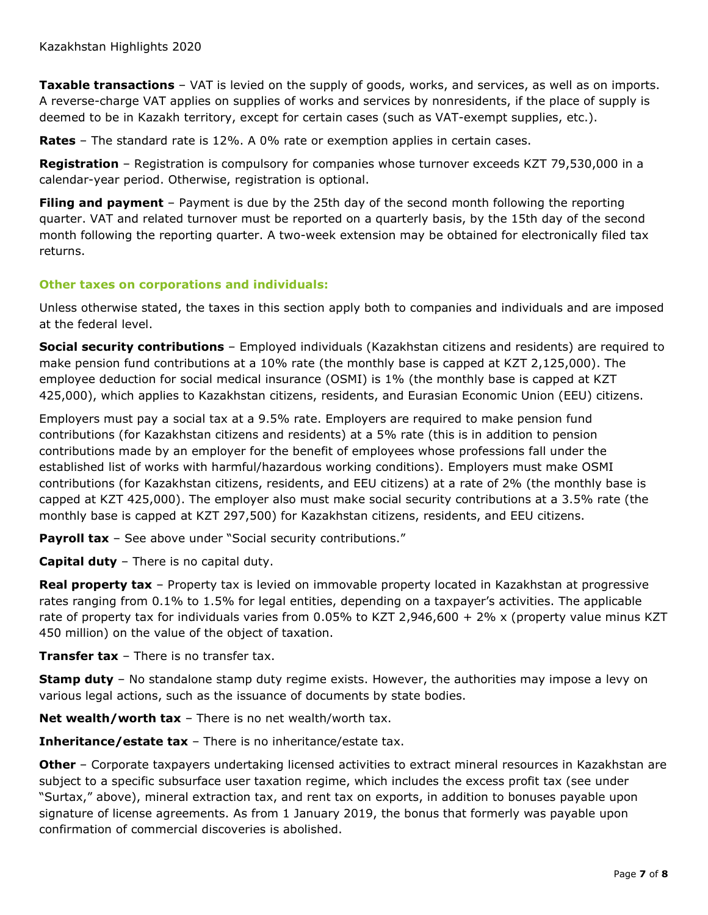**Taxable transactions** – VAT is levied on the supply of goods, works, and services, as well as on imports. A reverse-charge VAT applies on supplies of works and services by nonresidents, if the place of supply is deemed to be in Kazakh territory, except for certain cases (such as VAT-exempt supplies, etc.).

**Rates** – The standard rate is 12%. A 0% rate or exemption applies in certain cases.

**Registration** – Registration is compulsory for companies whose turnover exceeds KZT 79,530,000 in a calendar-year period. Otherwise, registration is optional.

**Filing and payment** – Payment is due by the 25th day of the second month following the reporting quarter. VAT and related turnover must be reported on a quarterly basis, by the 15th day of the second month following the reporting quarter. A two-week extension may be obtained for electronically filed tax returns.

### Other taxes on corporations and individuals:

Unless otherwise stated, the taxes in this section apply both to companies and individuals and are imposed at the federal level.

**Social security contributions** – Employed individuals (Kazakhstan citizens and residents) are required to make pension fund contributions at a 10% rate (the monthly base is capped at KZT 2,125,000). The employee deduction for social medical insurance (OSMI) is 1% (the monthly base is capped at KZT 425,000), which applies to Kazakhstan citizens, residents, and Eurasian Economic Union (EEU) citizens.

Employers must pay a social tax at a 9.5% rate. Employers are required to make pension fund contributions (for Kazakhstan citizens and residents) at a 5% rate (this is in addition to pension contributions made by an employer for the benefit of employees whose professions fall under the established list of works with harmful/hazardous working conditions). Employers must make OSMI contributions (for Kazakhstan citizens, residents, and EEU citizens) at a rate of 2% (the monthly base is capped at KZT 425,000). The employer also must make social security contributions at a 3.5% rate (the monthly base is capped at KZT 297,500) for Kazakhstan citizens, residents, and EEU citizens.

**Payroll tax** – See above under "Social security contributions."

**Capital duty** – There is no capital duty.

**Real property tax** – Property tax is levied on immovable property located in Kazakhstan at progressive rates ranging from 0.1% to 1.5% for legal entities, depending on a taxpayer's activities. The applicable rate of property tax for individuals varies from 0.05% to KZT 2,946,600 + 2% x (property value minus KZT 450 million) on the value of the object of taxation.

**Transfer tax** – There is no transfer tax.

**Stamp duty** – No standalone stamp duty regime exists. However, the authorities may impose a levy on various legal actions, such as the issuance of documents by state bodies.

**Net wealth/worth tax** – There is no net wealth/worth tax.

**Inheritance/estate tax** – There is no inheritance/estate tax.

**Other** – Corporate taxpayers undertaking licensed activities to extract mineral resources in Kazakhstan are subject to a specific subsurface user taxation regime, which includes the excess profit tax (see under "Surtax," above), mineral extraction tax, and rent tax on exports, in addition to bonuses payable upon signature of license agreements. As from 1 January 2019, the bonus that formerly was payable upon confirmation of commercial discoveries is abolished.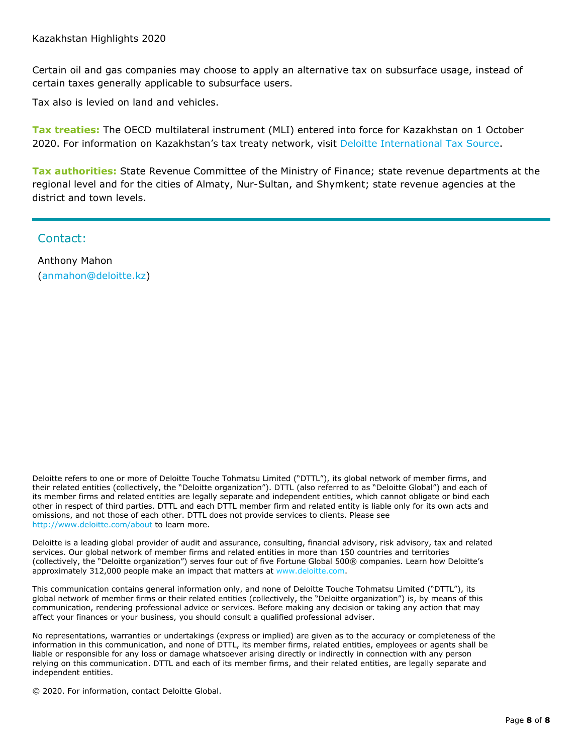Certain oil and gas companies may choose to apply an alternative tax on subsurface usage, instead of certain taxes generally applicable to subsurface users.

Tax also is levied on land and vehicles.

**Tax treaties:** The OECD multilateral instrument (MLI) entered into force for Kazakhstan on 1 October 2020. For information on Kazakhstan's tax treaty network, visit Deloitte International Tax Source.

**Tax authorities:** State Revenue Committee of the Ministry of Finance; state revenue departments at the regional level and for the cities of Almaty, Nur-Sultan, and Shymkent; state revenue agencies at the district and town levels.

---

## Contact:

Anthony Mahon
(anmahon@deloitte.kz)

Deloitte refers to one or more of Deloitte Touche Tohmatsu Limited ("DTTL"), its global network of member firms, and their related entities (collectively, the "Deloitte organization"). DTTL (also referred to as "Deloitte Global") and each of its member firms and related entities are legally separate and independent entities, which cannot obligate or bind each other in respect of third parties. DTTL and each DTTL member firm and related entity is liable only for its own acts and omissions, and not those of each other. DTTL does not provide services to clients. Please see http://www.deloitte.com/about to learn more.

Deloitte is a leading global provider of audit and assurance, consulting, financial advisory, risk advisory, tax and related services. Our global network of member firms and related entities in more than 150 countries and territories (collectively, the "Deloitte organization") serves four out of five Fortune Global 500® companies. Learn how Deloitte's approximately 312,000 people make an impact that matters at www.deloitte.com.

This communication contains general information only, and none of Deloitte Touche Tohmatsu Limited ("DTTL"), its global network of member firms or their related entities (collectively, the "Deloitte organization") is, by means of this communication, rendering professional advice or services. Before making any decision or taking any action that may affect your finances or your business, you should consult a qualified professional adviser.

No representations, warranties or undertakings (express or implied) are given as to the accuracy or completeness of the information in this communication, and none of DTTL, its member firms, related entities, employees or agents shall be liable or responsible for any loss or damage whatsoever arising directly or indirectly in connection with any person relying on this communication. DTTL and each of its member firms, and their related entities, are legally separate and independent entities.

© 2020. For information, contact Deloitte Global.